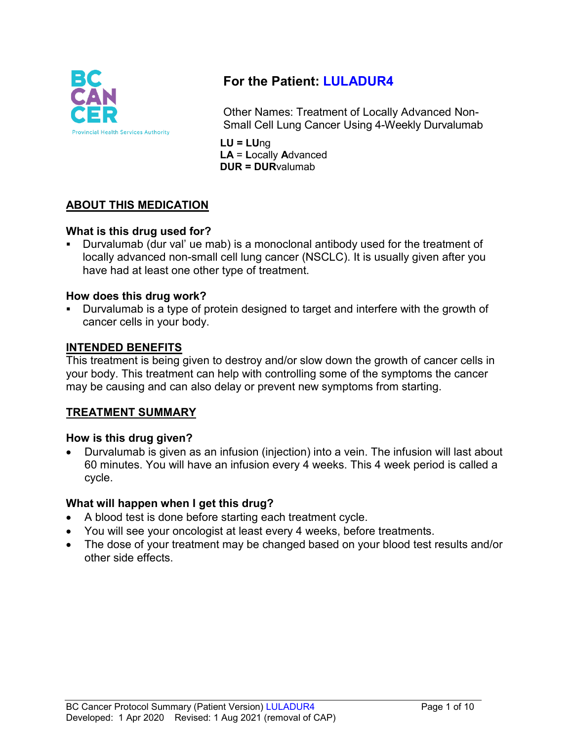# For the Patient: LULADUR4

Other Names: Treatment of Locally Advanced Non-Small Cell Lung Cancer Using 4-Weekly Durvalumab

**LU = LU**ng
**LA** = **L**ocally **A**dvanced
**DUR = DUR**valumab

## ABOUT THIS MEDICATION

### What is this drug used for?

- Durvalumab (dur val' ue mab) is a monoclonal antibody used for the treatment of locally advanced non-small cell lung cancer (NSCLC). It is usually given after you have had at least one other type of treatment.

### How does this drug work?

- Durvalumab is a type of protein designed to target and interfere with the growth of cancer cells in your body.

## INTENDED BENEFITS

This treatment is being given to destroy and/or slow down the growth of cancer cells in your body. This treatment can help with controlling some of the symptoms the cancer may be causing and can also delay or prevent new symptoms from starting.

## TREATMENT SUMMARY

### How is this drug given?

- Durvalumab is given as an infusion (injection) into a vein. The infusion will last about 60 minutes. You will have an infusion every 4 weeks. This 4 week period is called a cycle.

### What will happen when I get this drug?

- A blood test is done before starting each treatment cycle.
- You will see your oncologist at least every 4 weeks, before treatments.
- The dose of your treatment may be changed based on your blood test results and/or other side effects.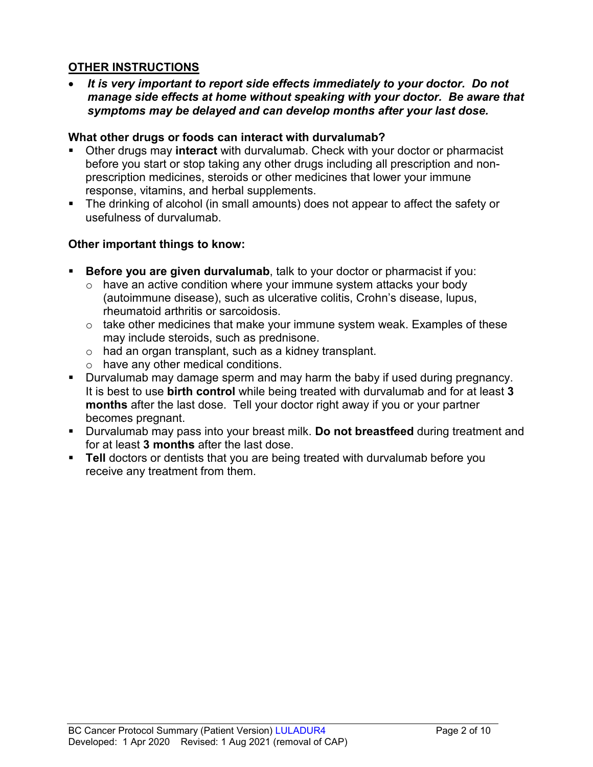## OTHER INSTRUCTIONS

- ***It is very important to report side effects immediately to your doctor. Do not manage side effects at home without speaking with your doctor. Be aware that symptoms may be delayed and can develop months after your last dose.***

**What other drugs or foods can interact with durvalumab?**

- Other drugs may **interact** with durvalumab. Check with your doctor or pharmacist before you start or stop taking any other drugs including all prescription and non-prescription medicines, steroids or other medicines that lower your immune response, vitamins, and herbal supplements.
- The drinking of alcohol (in small amounts) does not appear to affect the safety or usefulness of durvalumab.

**Other important things to know:**

- **Before you are given durvalumab**, talk to your doctor or pharmacist if you:
  - have an active condition where your immune system attacks your body (autoimmune disease), such as ulcerative colitis, Crohn's disease, lupus, rheumatoid arthritis or sarcoidosis.
  - take other medicines that make your immune system weak. Examples of these may include steroids, such as prednisone.
  - had an organ transplant, such as a kidney transplant.
  - have any other medical conditions.
- Durvalumab may damage sperm and may harm the baby if used during pregnancy. It is best to use **birth control** while being treated with durvalumab and for at least **3 months** after the last dose. Tell your doctor right away if you or your partner becomes pregnant.
- Durvalumab may pass into your breast milk. **Do not breastfeed** during treatment and for at least **3 months** after the last dose.
- **Tell** doctors or dentists that you are being treated with durvalumab before you receive any treatment from them.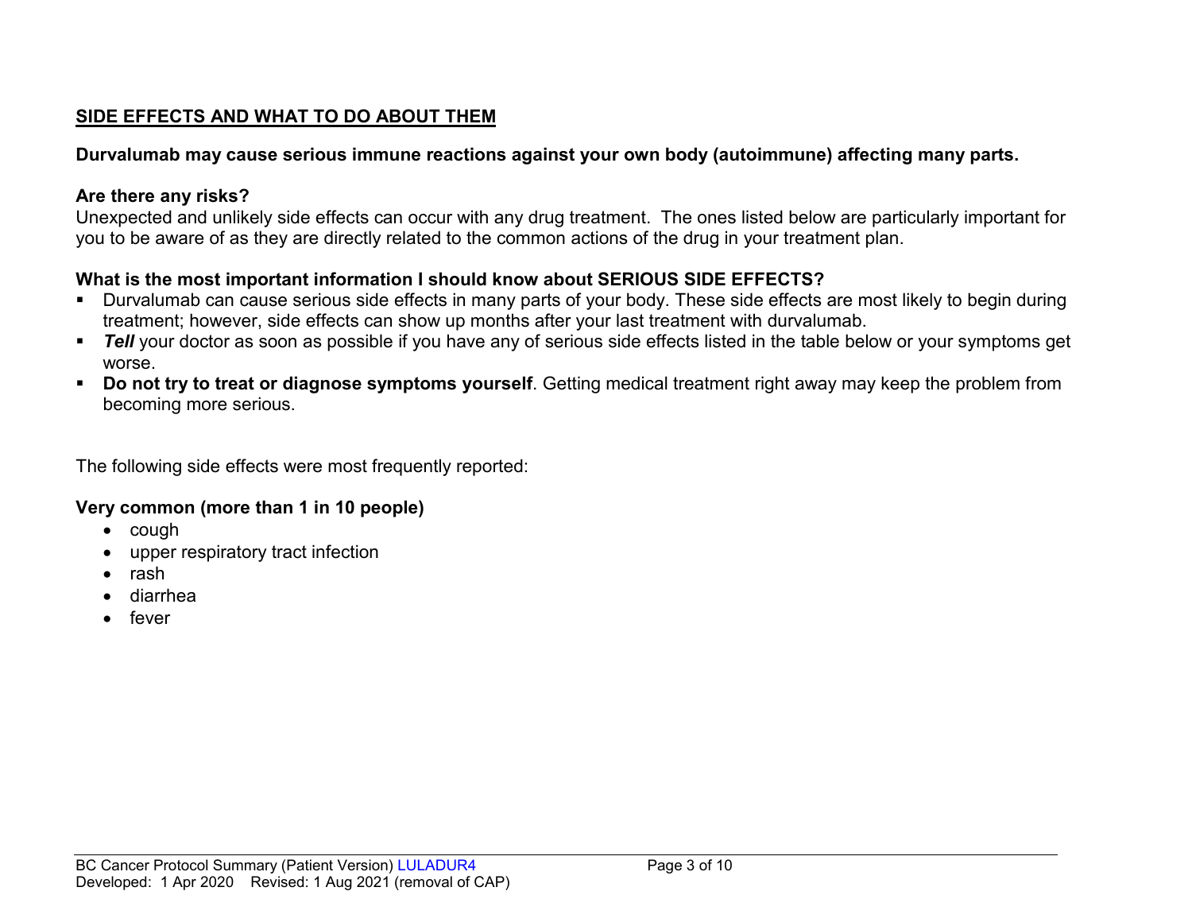## SIDE EFFECTS AND WHAT TO DO ABOUT THEM

**Durvalumab may cause serious immune reactions against your own body (autoimmune) affecting many parts.**

**Are there any risks?**
Unexpected and unlikely side effects can occur with any drug treatment. The ones listed below are particularly important for you to be aware of as they are directly related to the common actions of the drug in your treatment plan.

**What is the most important information I should know about SERIOUS SIDE EFFECTS?**

- Durvalumab can cause serious side effects in many parts of your body. These side effects are most likely to begin during treatment; however, side effects can show up months after your last treatment with durvalumab.
- ***Tell*** your doctor as soon as possible if you have any of serious side effects listed in the table below or your symptoms get worse.
- **Do not try to treat or diagnose symptoms yourself**. Getting medical treatment right away may keep the problem from becoming more serious.

The following side effects were most frequently reported:

**Very common (more than 1 in 10 people)**

- cough
- upper respiratory tract infection
- rash
- diarrhea
- fever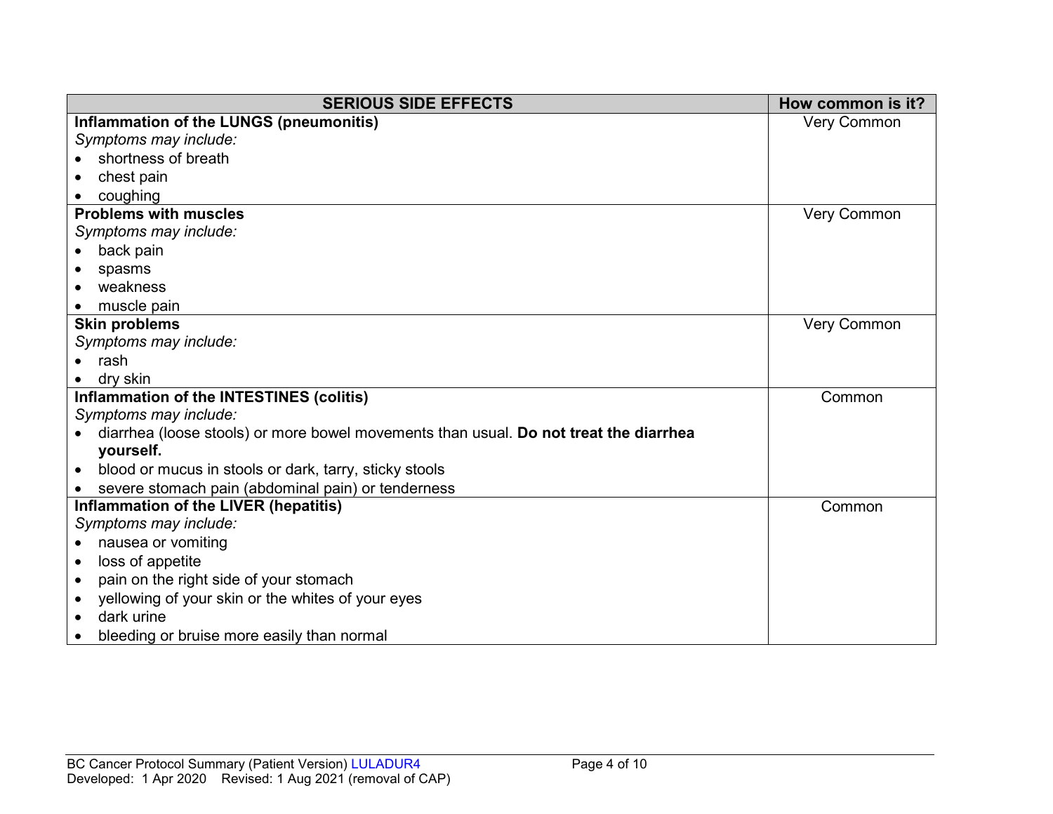| SERIOUS SIDE EFFECTS | How common is it? |
|---|---|
| **Inflammation of the LUNGS (pneumonitis)**<br>*Symptoms may include:*<br>• shortness of breath<br>• chest pain<br>• coughing | Very Common |
| **Problems with muscles**<br>*Symptoms may include:*<br>• back pain<br>• spasms<br>• weakness<br>• muscle pain | Very Common |
| **Skin problems**<br>*Symptoms may include:*<br>• rash<br>• dry skin | Very Common |
| **Inflammation of the INTESTINES (colitis)**<br>*Symptoms may include:*<br>• diarrhea (loose stools) or more bowel movements than usual. **Do not treat the diarrhea yourself.**<br>• blood or mucus in stools or dark, tarry, sticky stools<br>• severe stomach pain (abdominal pain) or tenderness | Common |
| **Inflammation of the LIVER (hepatitis)**<br>*Symptoms may include:*<br>• nausea or vomiting<br>• loss of appetite<br>• pain on the right side of your stomach<br>• yellowing of your skin or the whites of your eyes<br>• dark urine<br>• bleeding or bruise more easily than normal | Common |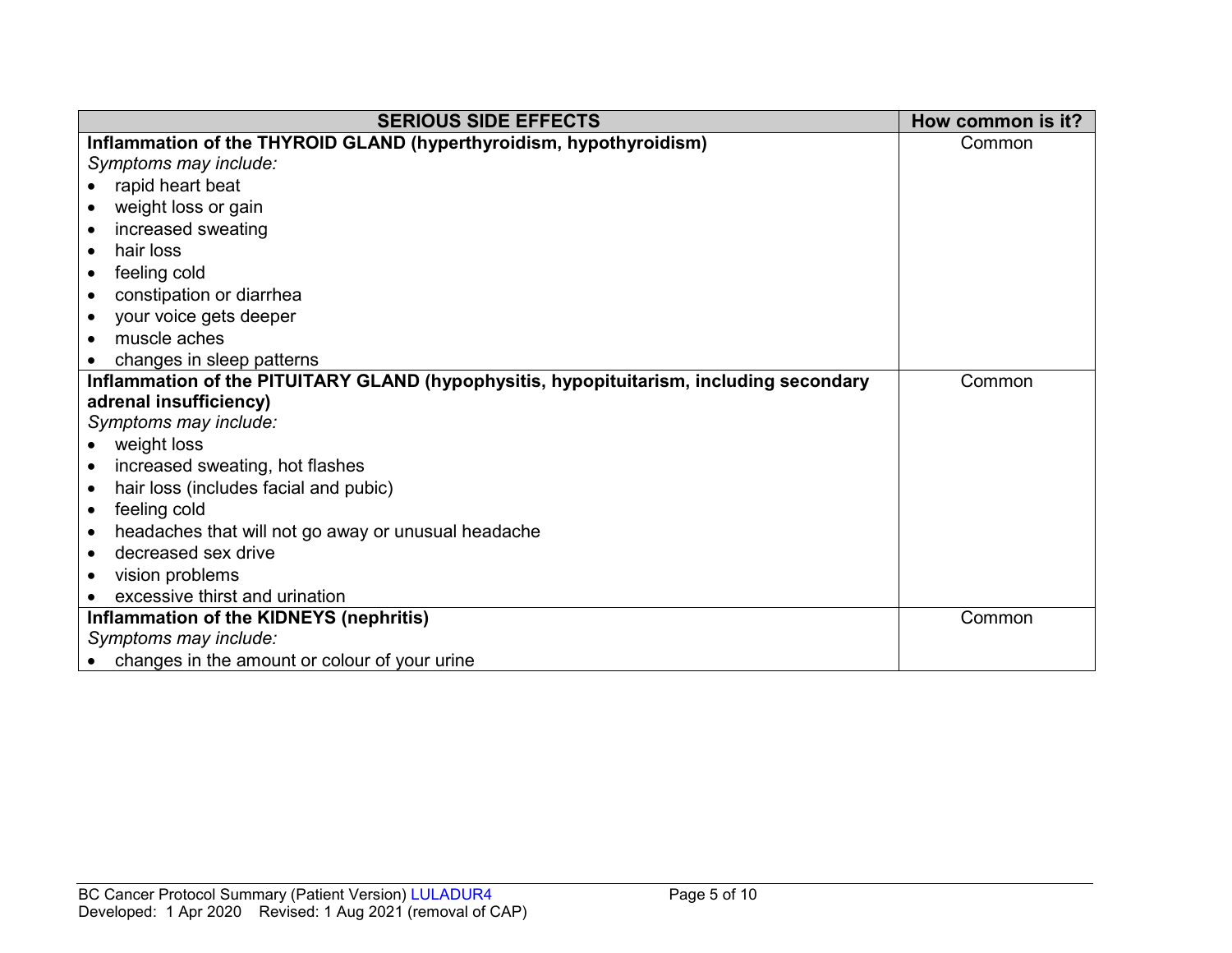| SERIOUS SIDE EFFECTS | How common is it? |
|---|---|
| **Inflammation of the THYROID GLAND (hyperthyroidism, hypothyroidism)**<br>*Symptoms may include:*<br>• rapid heart beat<br>• weight loss or gain<br>• increased sweating<br>• hair loss<br>• feeling cold<br>• constipation or diarrhea<br>• your voice gets deeper<br>• muscle aches<br>• changes in sleep patterns | Common |
| **Inflammation of the PITUITARY GLAND (hypophysitis, hypopituitarism, including secondary adrenal insufficiency)**<br>*Symptoms may include:*<br>• weight loss<br>• increased sweating, hot flashes<br>• hair loss (includes facial and pubic)<br>• feeling cold<br>• headaches that will not go away or unusual headache<br>• decreased sex drive<br>• vision problems<br>• excessive thirst and urination | Common |
| **Inflammation of the KIDNEYS (nephritis)**<br>*Symptoms may include:*<br>• changes in the amount or colour of your urine | Common |

BC Cancer Protocol Summary (Patient Version) LULADUR4
Developed: 1 Apr 2020 Revised: 1 Aug 2021 (removal of CAP)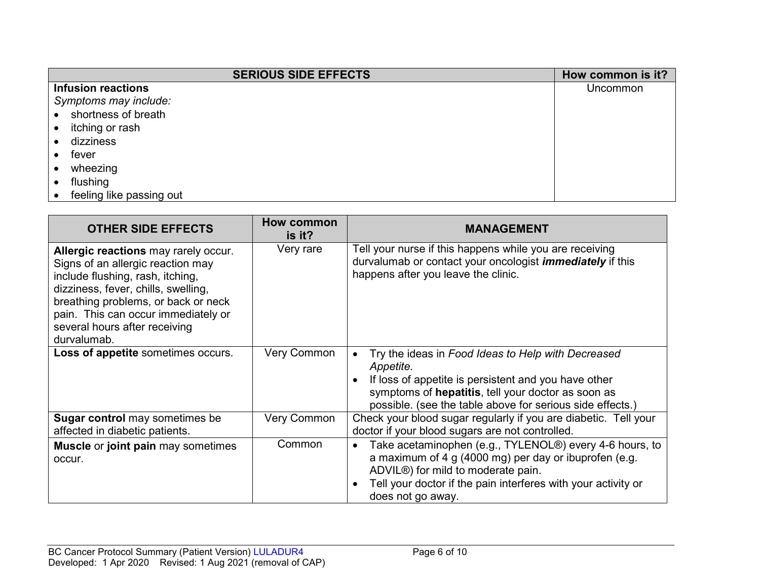| SERIOUS SIDE EFFECTS | How common is it? |
|---|---|
| **Infusion reactions**<br>*Symptoms may include:*<br>• shortness of breath<br>• itching or rash<br>• dizziness<br>• fever<br>• wheezing<br>• flushing<br>• feeling like passing out | Uncommon |

| OTHER SIDE EFFECTS | How common is it? | MANAGEMENT |
|---|---|---|
| **Allergic reactions** may rarely occur. Signs of an allergic reaction may include flushing, rash, itching, dizziness, fever, chills, swelling, breathing problems, or back or neck pain. This can occur immediately or several hours after receiving durvalumab. | Very rare | Tell your nurse if this happens while you are receiving durvalumab or contact your oncologist ***immediately*** if this happens after you leave the clinic. |
| **Loss of appetite** sometimes occurs. | Very Common | • Try the ideas in *Food Ideas to Help with Decreased Appetite.*<br>• If loss of appetite is persistent and you have other symptoms of **hepatitis**, tell your doctor as soon as possible. (see the table above for serious side effects.) |
| **Sugar control** may sometimes be affected in diabetic patients. | Very Common | Check your blood sugar regularly if you are diabetic. Tell your doctor if your blood sugars are not controlled. |
| **Muscle** or **joint pain** may sometimes occur. | Common | • Take acetaminophen (e.g., TYLENOL®) every 4-6 hours, to a maximum of 4 g (4000 mg) per day or ibuprofen (e.g. ADVIL®) for mild to moderate pain.<br>• Tell your doctor if the pain interferes with your activity or does not go away. |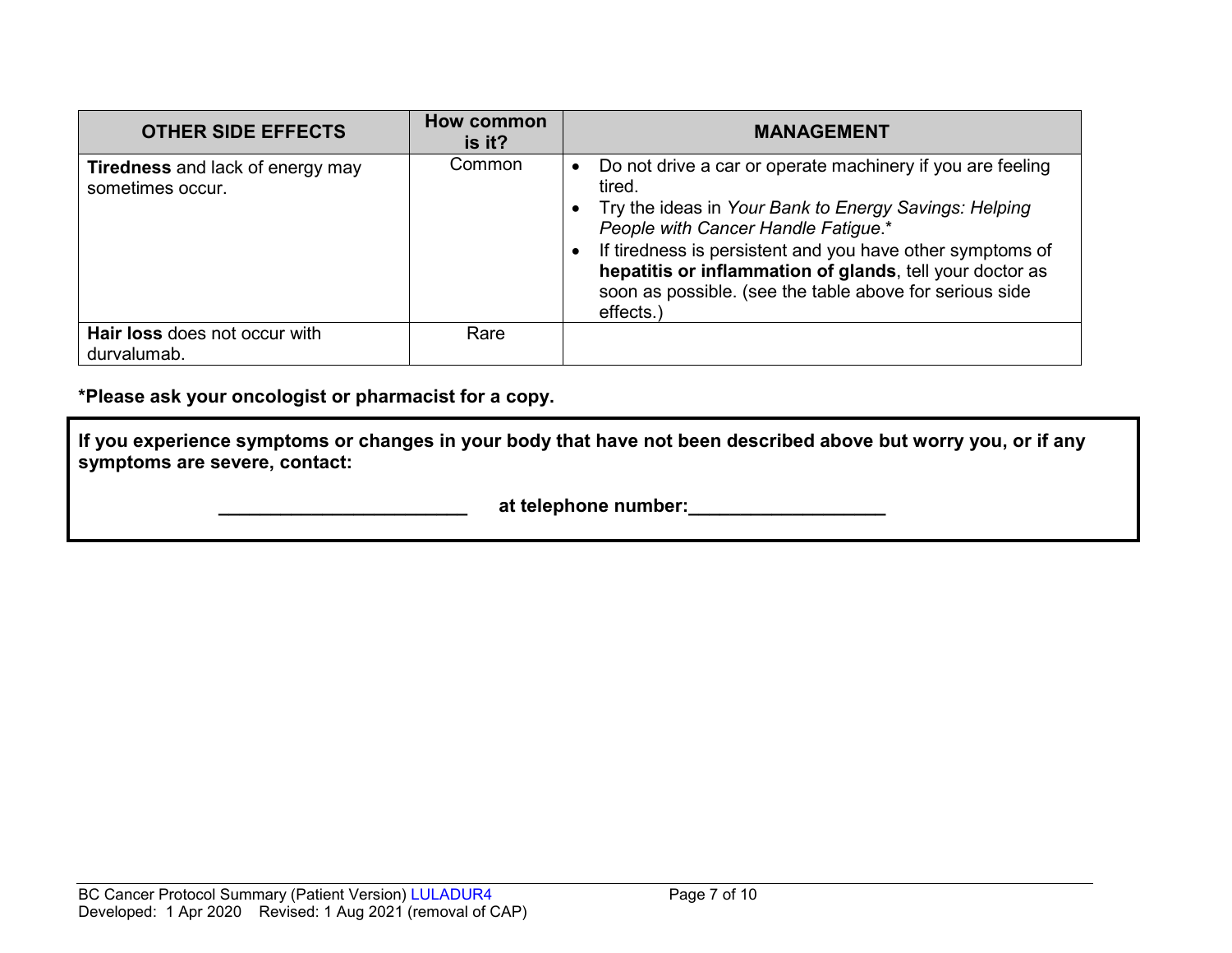| OTHER SIDE EFFECTS | How common is it? | MANAGEMENT |
|---|---|---|
| **Tiredness** and lack of energy may sometimes occur. | Common | • Do not drive a car or operate machinery if you are feeling tired.<br>• Try the ideas in *Your Bank to Energy Savings: Helping People with Cancer Handle Fatigue*.*<br>• If tiredness is persistent and you have other symptoms of **hepatitis or inflammation of glands**, tell your doctor as soon as possible. (see the table above for serious side effects.) |
| **Hair loss** does not occur with durvalumab. | Rare | |

***Please ask your oncologist or pharmacist for a copy.**

**If you experience symptoms or changes in your body that have not been described above but worry you, or if any symptoms are severe, contact:**

**________________________ at telephone number:___________________**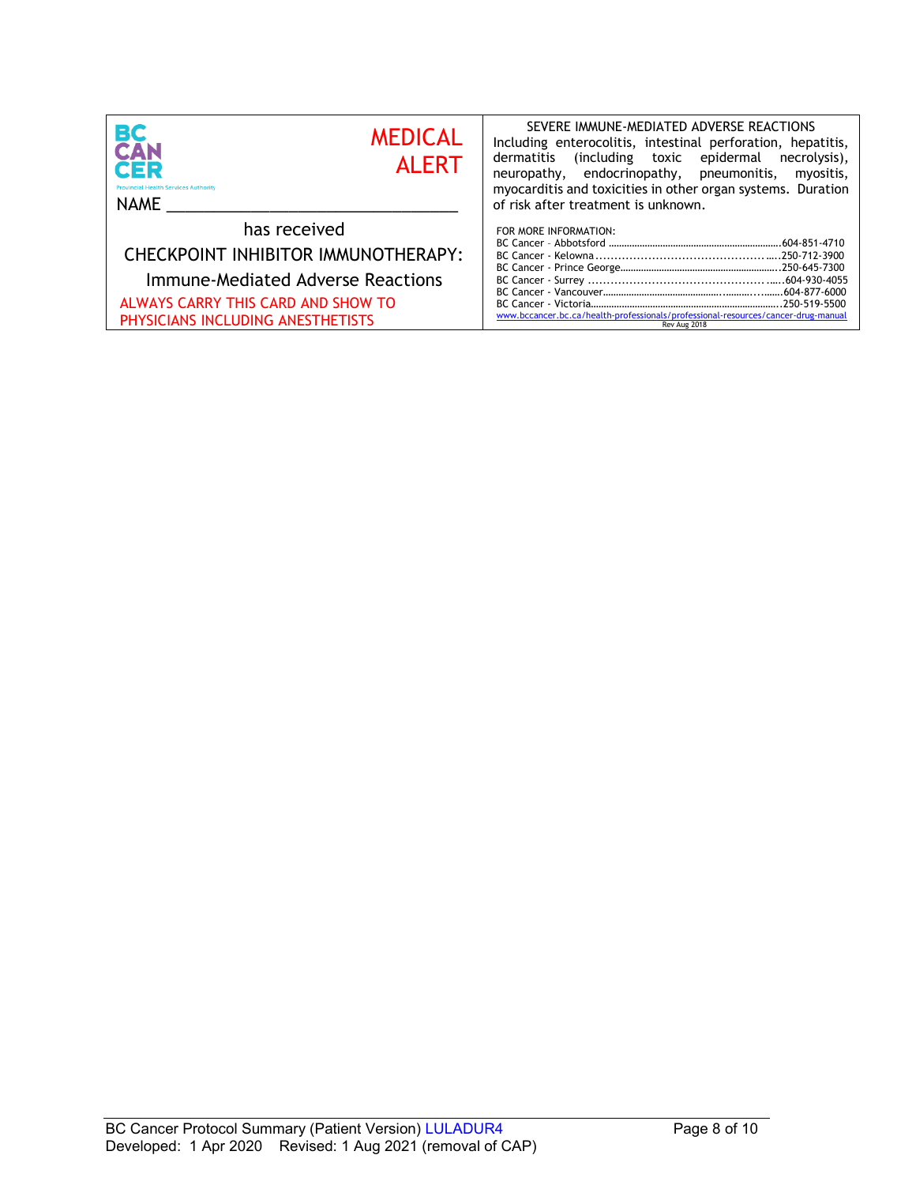BC CANCER
Provincial Health Services Authority

**MEDICAL ALERT**

NAME ________________________________

has received

CHECKPOINT INHIBITOR IMMUNOTHERAPY:

Immune-Mediated Adverse Reactions

ALWAYS CARRY THIS CARD AND SHOW TO PHYSICIANS INCLUDING ANESTHETISTS

SEVERE IMMUNE-MEDIATED ADVERSE REACTIONS

Including enterocolitis, intestinal perforation, hepatitis, dermatitis (including toxic epidermal necrolysis), neuropathy, endocrinopathy, pneumonitis, myositis, myocarditis and toxicities in other organ systems. Duration of risk after treatment is unknown.

FOR MORE INFORMATION:

BC Cancer - Abbotsford ............................................................604-851-4710
BC Cancer - Kelowna ..................................................................250-712-3900
BC Cancer - Prince George.........................................................250-645-7300
BC Cancer - Surrey ......................................................................604-930-4055
BC Cancer - Vancouver................................................................604-877-6000
BC Cancer - Victoria.....................................................................250-519-5500
www.bccancer.bc.ca/health-professionals/professional-resources/cancer-drug-manual

Rev Aug 2018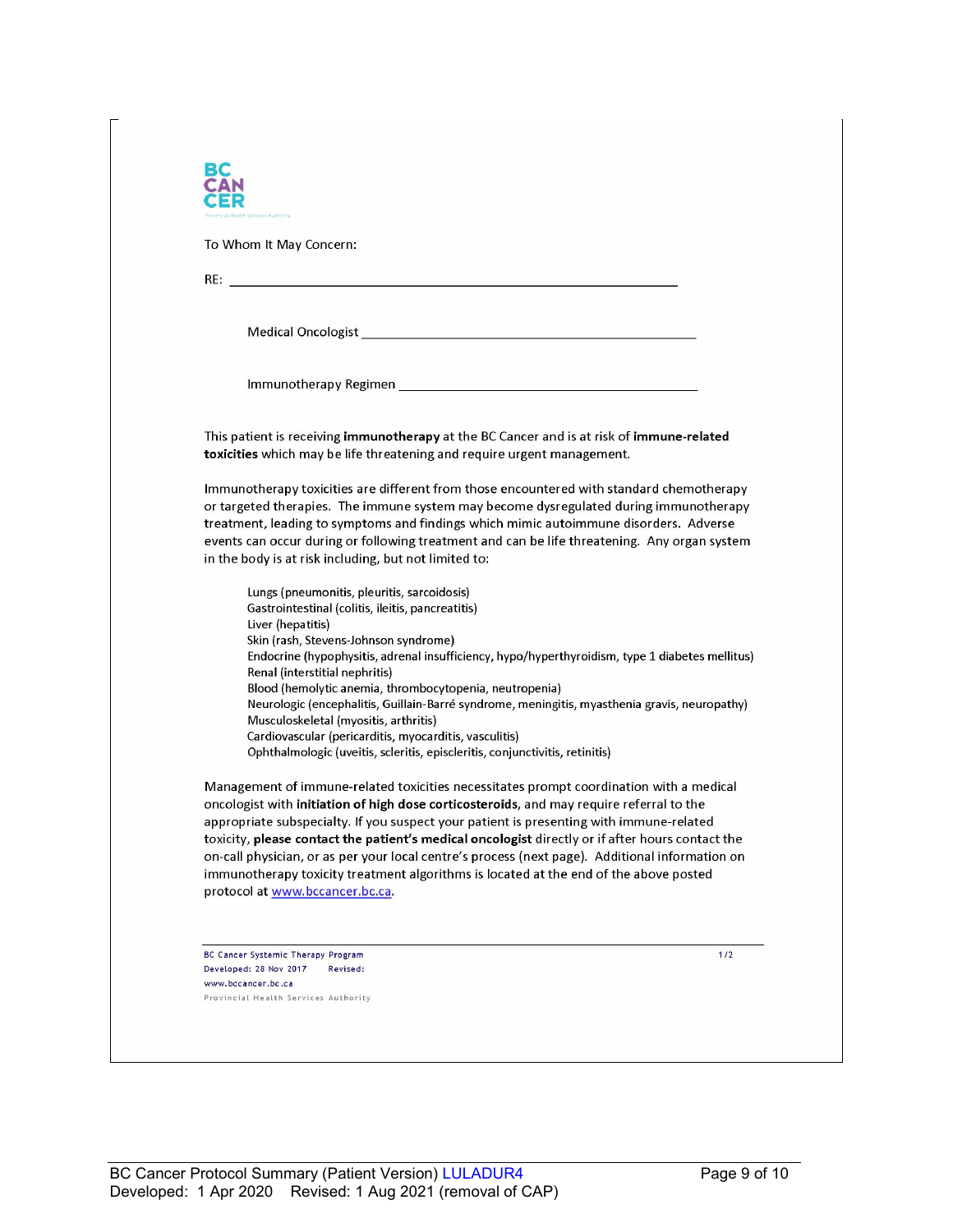To Whom It May Concern:

RE: ____________________________________________

Medical Oncologist ____________________________________

Immunotherapy Regimen _________________________________

This patient is receiving **immunotherapy** at the BC Cancer and is at risk of **immune-related toxicities** which may be life threatening and require urgent management.

Immunotherapy toxicities are different from those encountered with standard chemotherapy or targeted therapies. The immune system may become dysregulated during immunotherapy treatment, leading to symptoms and findings which mimic autoimmune disorders. Adverse events can occur during or following treatment and can be life threatening. Any organ system in the body is at risk including, but not limited to:

- Lungs (pneumonitis, pleuritis, sarcoidosis)
- Gastrointestinal (colitis, ileitis, pancreatitis)
- Liver (hepatitis)
- Skin (rash, Stevens-Johnson syndrome)
- Endocrine (hypophysitis, adrenal insufficiency, hypo/hyperthyroidism, type 1 diabetes mellitus)
- Renal (interstitial nephritis)
- Blood (hemolytic anemia, thrombocytopenia, neutropenia)
- Neurologic (encephalitis, Guillain-Barré syndrome, meningitis, myasthenia gravis, neuropathy)
- Musculoskeletal (myositis, arthritis)
- Cardiovascular (pericarditis, myocarditis, vasculitis)
- Ophthalmologic (uveitis, scleritis, episcleritis, conjunctivitis, retinitis)

Management of immune-related toxicities necessitates prompt coordination with a medical oncologist with **initiation of high dose corticosteroids**, and may require referral to the appropriate subspecialty. If you suspect your patient is presenting with immune-related toxicity, **please contact the patient's medical oncologist** directly or if after hours contact the on-call physician, or as per your local centre's process (next page). Additional information on immunotherapy toxicity treatment algorithms is located at the end of the above posted protocol at www.bccancer.bc.ca.

BC Cancer Systemic Therapy Program
Developed: 28 Nov 2017 Revised:
www.bccancer.bc.ca
Provincial Health Services Authority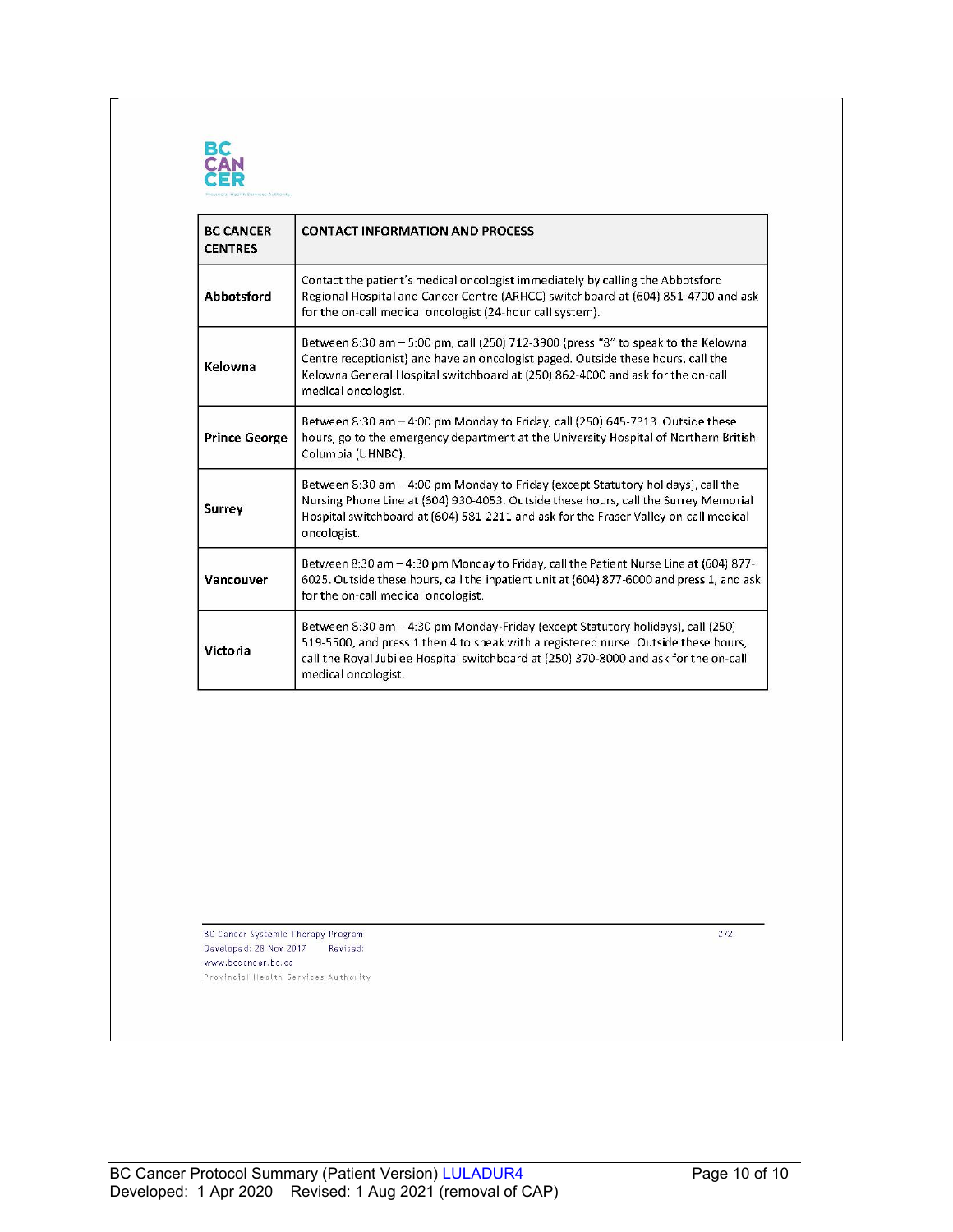| BC CANCER CENTRES | CONTACT INFORMATION AND PROCESS |
|---|---|
| **Abbotsford** | Contact the patient's medical oncologist immediately by calling the Abbotsford Regional Hospital and Cancer Centre (ARHCC) switchboard at (604) 851-4700 and ask for the on-call medical oncologist (24-hour call system). |
| **Kelowna** | Between 8:30 am – 5:00 pm, call (250) 712-3900 (press "8" to speak to the Kelowna Centre receptionist) and have an oncologist paged. Outside these hours, call the Kelowna General Hospital switchboard at (250) 862-4000 and ask for the on-call medical oncologist. |
| **Prince George** | Between 8:30 am – 4:00 pm Monday to Friday, call (250) 645-7313. Outside these hours, go to the emergency department at the University Hospital of Northern British Columbia (UHNBC). |
| **Surrey** | Between 8:30 am – 4:00 pm Monday to Friday (except Statutory holidays), call the Nursing Phone Line at (604) 930-4053. Outside these hours, call the Surrey Memorial Hospital switchboard at (604) 581-2211 and ask for the Fraser Valley on-call medical oncologist. |
| **Vancouver** | Between 8:30 am – 4:30 pm Monday to Friday, call the Patient Nurse Line at (604) 877-6025. Outside these hours, call the inpatient unit at (604) 877-6000 and press 1, and ask for the on-call medical oncologist. |
| **Victoria** | Between 8:30 am – 4:30 pm Monday-Friday (except Statutory holidays), call (250) 519-5500, and press 1 then 4 to speak with a registered nurse. Outside these hours, call the Royal Jubilee Hospital switchboard at (250) 370-8000 and ask for the on-call medical oncologist. |